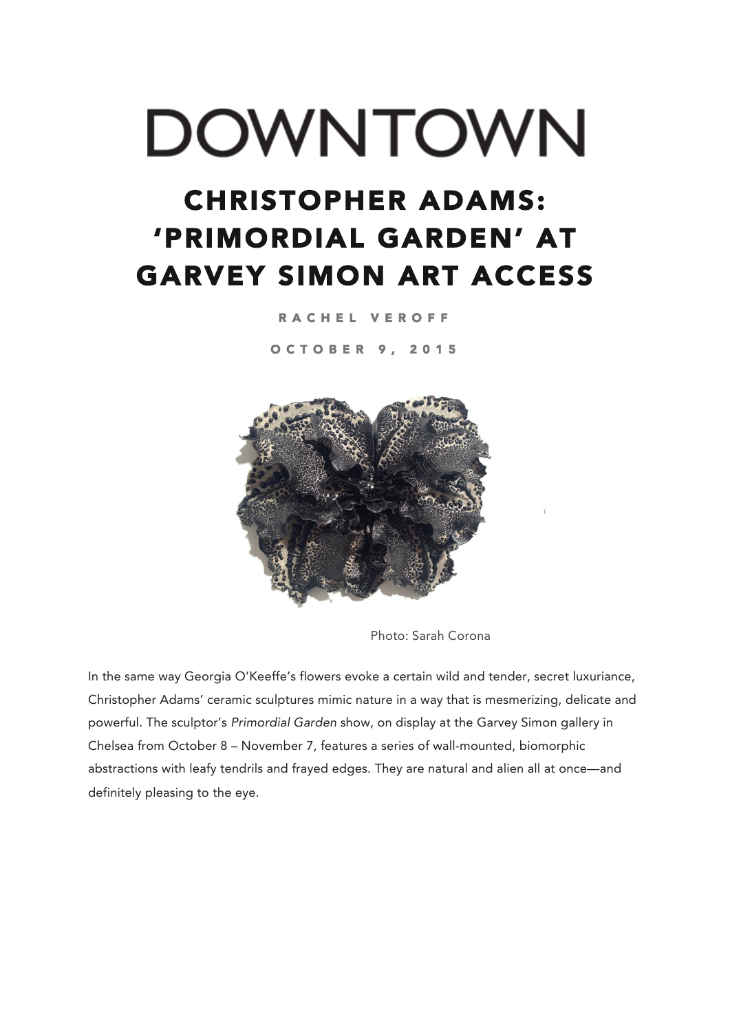# DOWNTOWN

## CHRISTOPHER ADAMS: 'PRIMORDIAL GARDEN' AT GARVEY SIMON ART ACCESS

RACHEL VEROFF

OCTOBER 9, 2015

Photo: Sarah Corona

In the same way Georgia O'Keeffe's flowers evoke a certain wild and tender, secret luxuriance, Christopher Adams' ceramic sculptures mimic nature in a way that is mesmerizing, delicate and powerful. The sculptor's *Primordial Garden* show, on display at the Garvey Simon gallery in Chelsea from October 8 – November 7, features a series of wall-mounted, biomorphic abstractions with leafy tendrils and frayed edges. They are natural and alien all at once—and definitely pleasing to the eye.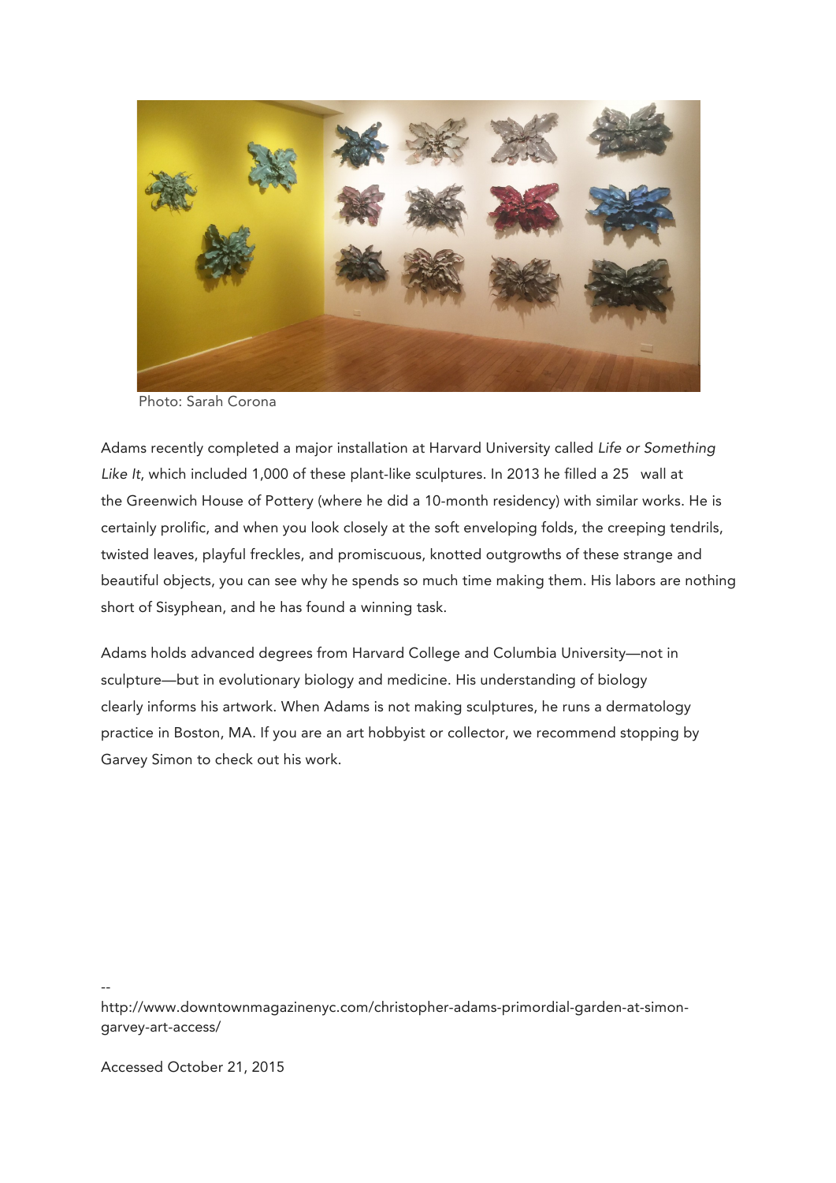Photo: Sarah Corona

Adams recently completed a major installation at Harvard University called *Life or Something Like It*, which included 1,000 of these plant-like sculptures. In 2013 he filled a 25 wall at the Greenwich House of Pottery (where he did a 10-month residency) with similar works. He is certainly prolific, and when you look closely at the soft enveloping folds, the creeping tendrils, twisted leaves, playful freckles, and promiscuous, knotted outgrowths of these strange and beautiful objects, you can see why he spends so much time making them. His labors are nothing short of Sisyphean, and he has found a winning task.

Adams holds advanced degrees from Harvard College and Columbia University—not in sculpture—but in evolutionary biology and medicine. His understanding of biology clearly informs his artwork. When Adams is not making sculptures, he runs a dermatology practice in Boston, MA. If you are an art hobbyist or collector, we recommend stopping by Garvey Simon to check out his work.

--
http://www.downtownmagazinenyc.com/christopher-adams-primordial-garden-at-simon-garvey-art-access/

Accessed October 21, 2015